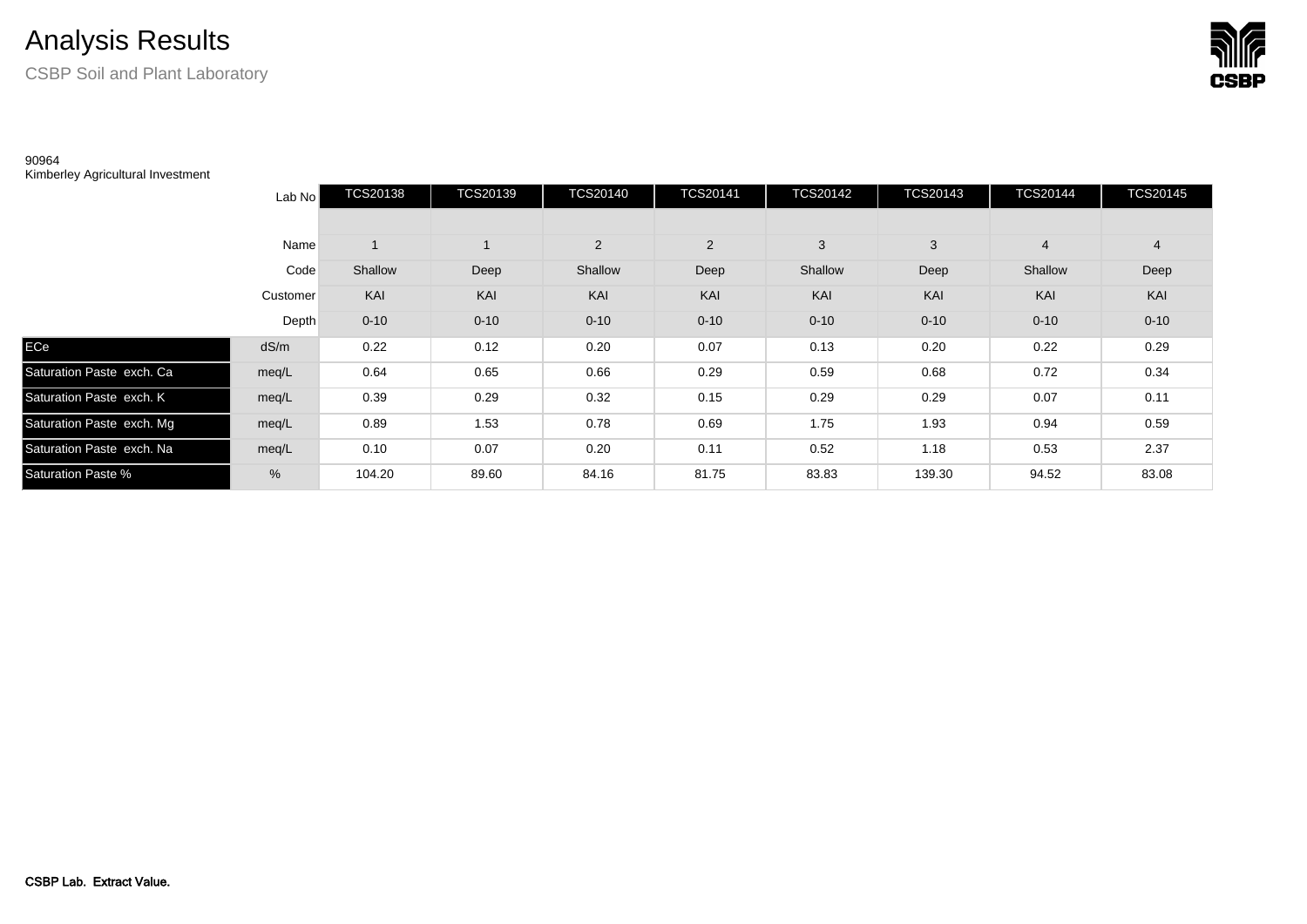# Analysis Results

CSBP Soil and Plant Laboratory

90964
Kimberley Agricultural Investment

| | Lab No | TCS20138 | TCS20139 | TCS20140 | TCS20141 | TCS20142 | TCS20143 | TCS20144 | TCS20145 |
|---|---|---|---|---|---|---|---|---|---|
| | | | | | | | | | |
| | Name | 1 | 1 | 2 | 2 | 3 | 3 | 4 | 4 |
| | Code | Shallow | Deep | Shallow | Deep | Shallow | Deep | Shallow | Deep |
| | Customer | KAI | KAI | KAI | KAI | KAI | KAI | KAI | KAI |
| | Depth | 0-10 | 0-10 | 0-10 | 0-10 | 0-10 | 0-10 | 0-10 | 0-10 |
| ECe | dS/m | 0.22 | 0.12 | 0.20 | 0.07 | 0.13 | 0.20 | 0.22 | 0.29 |
| Saturation Paste exch. Ca | meq/L | 0.64 | 0.65 | 0.66 | 0.29 | 0.59 | 0.68 | 0.72 | 0.34 |
| Saturation Paste exch. K | meq/L | 0.39 | 0.29 | 0.32 | 0.15 | 0.29 | 0.29 | 0.07 | 0.11 |
| Saturation Paste exch. Mg | meq/L | 0.89 | 1.53 | 0.78 | 0.69 | 1.75 | 1.93 | 0.94 | 0.59 |
| Saturation Paste exch. Na | meq/L | 0.10 | 0.07 | 0.20 | 0.11 | 0.52 | 1.18 | 0.53 | 2.37 |
| Saturation Paste % | % | 104.20 | 89.60 | 84.16 | 81.75 | 83.83 | 139.30 | 94.52 | 83.08 |

**CSBP Lab. Extract Value.**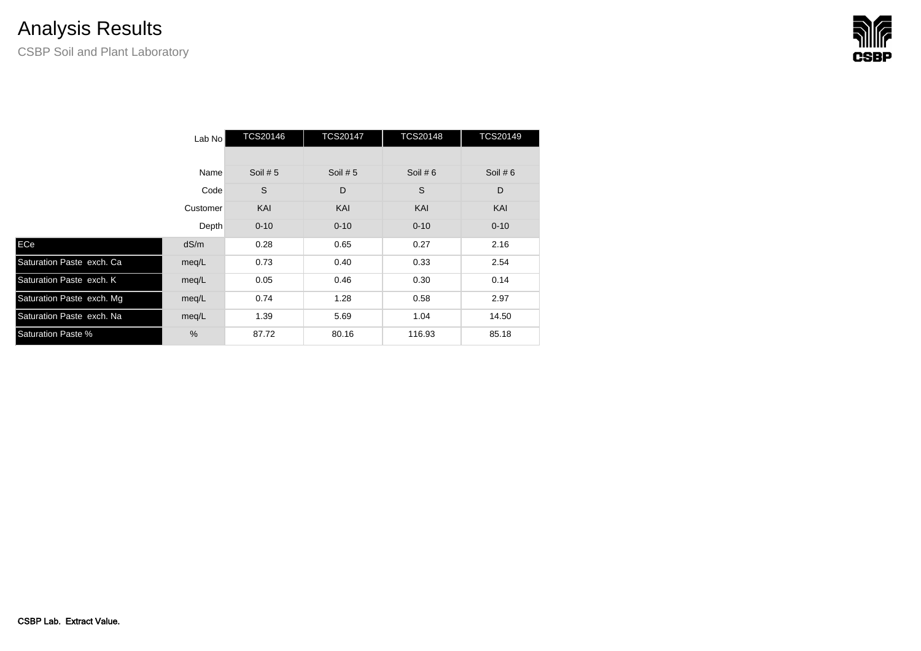# Analysis Results

CSBP Soil and Plant Laboratory

| | Lab No | TCS20146 | TCS20147 | TCS20148 | TCS20149 |
|---|---|---|---|---|---|
| | | | | | |
| | Name | Soil # 5 | Soil # 5 | Soil # 6 | Soil # 6 |
| | Code | S | D | S | D |
| | Customer | KAI | KAI | KAI | KAI |
| | Depth | 0-10 | 0-10 | 0-10 | 0-10 |
| ECe | dS/m | 0.28 | 0.65 | 0.27 | 2.16 |
| Saturation Paste exch. Ca | meq/L | 0.73 | 0.40 | 0.33 | 2.54 |
| Saturation Paste exch. K | meq/L | 0.05 | 0.46 | 0.30 | 0.14 |
| Saturation Paste exch. Mg | meq/L | 0.74 | 1.28 | 0.58 | 2.97 |
| Saturation Paste exch. Na | meq/L | 1.39 | 5.69 | 1.04 | 14.50 |
| Saturation Paste % | % | 87.72 | 80.16 | 116.93 | 85.18 |

CSBP Lab. Extract Value.